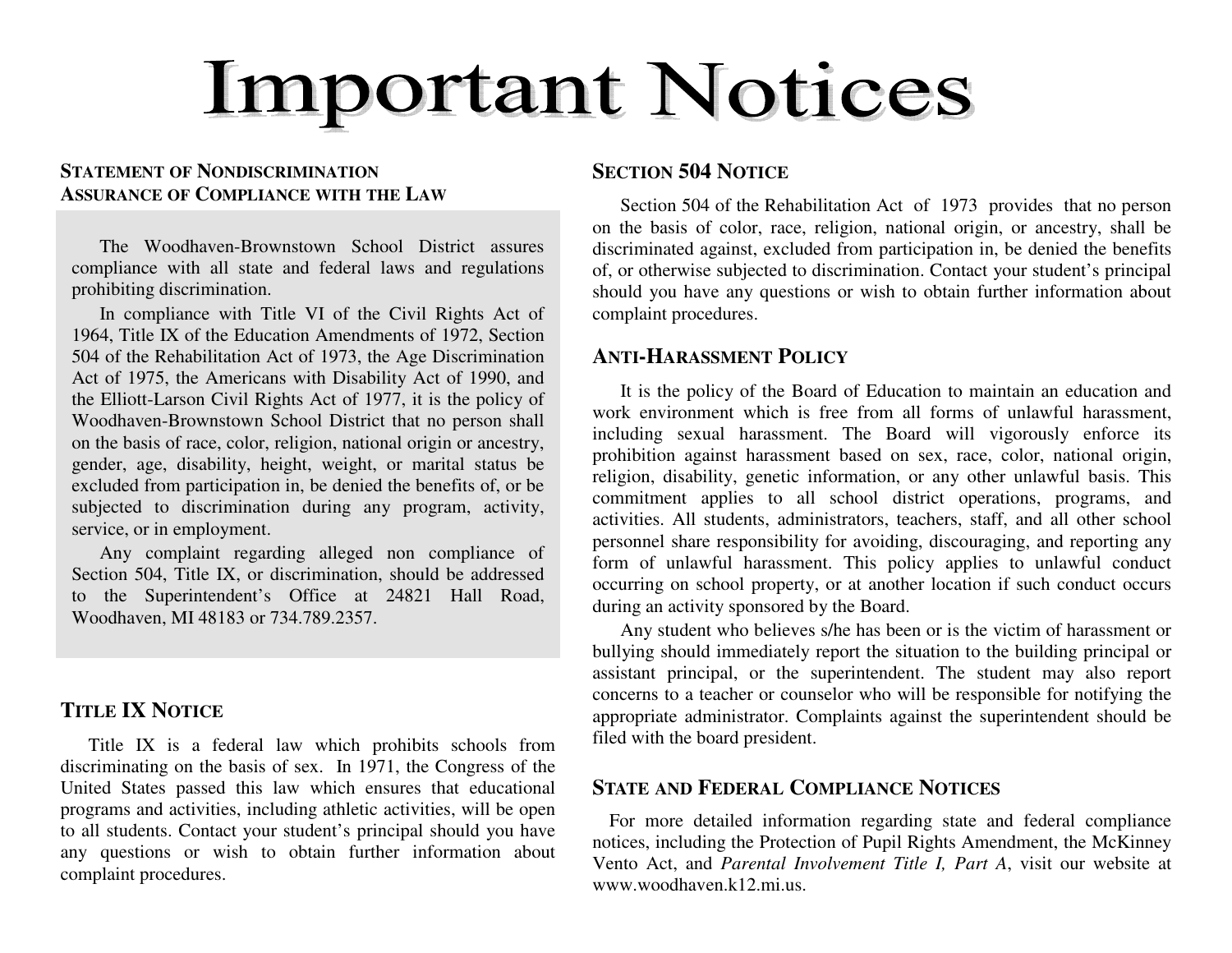# Important Notices

## Statement of Nondiscrimination Assurance of Compliance with the Law

The Woodhaven-Brownstown School District assures compliance with all state and federal laws and regulations prohibiting discrimination.

In compliance with Title VI of the Civil Rights Act of 1964, Title IX of the Education Amendments of 1972, Section 504 of the Rehabilitation Act of 1973, the Age Discrimination Act of 1975, the Americans with Disability Act of 1990, and the Elliott-Larson Civil Rights Act of 1977, it is the policy of Woodhaven-Brownstown School District that no person shall on the basis of race, color, religion, national origin or ancestry, gender, age, disability, height, weight, or marital status be excluded from participation in, be denied the benefits of, or be subjected to discrimination during any program, activity, service, or in employment.

Any complaint regarding alleged non compliance of Section 504, Title IX, or discrimination, should be addressed to the Superintendent's Office at 24821 Hall Road, Woodhaven, MI 48183 or 734.789.2357.

## Title IX Notice

Title IX is a federal law which prohibits schools from discriminating on the basis of sex. In 1971, the Congress of the United States passed this law which ensures that educational programs and activities, including athletic activities, will be open to all students. Contact your student's principal should you have any questions or wish to obtain further information about complaint procedures.

## Section 504 Notice

Section 504 of the Rehabilitation Act of 1973 provides that no person on the basis of color, race, religion, national origin, or ancestry, shall be discriminated against, excluded from participation in, be denied the benefits of, or otherwise subjected to discrimination. Contact your student's principal should you have any questions or wish to obtain further information about complaint procedures.

## Anti-Harassment Policy

It is the policy of the Board of Education to maintain an education and work environment which is free from all forms of unlawful harassment, including sexual harassment. The Board will vigorously enforce its prohibition against harassment based on sex, race, color, national origin, religion, disability, genetic information, or any other unlawful basis. This commitment applies to all school district operations, programs, and activities. All students, administrators, teachers, staff, and all other school personnel share responsibility for avoiding, discouraging, and reporting any form of unlawful harassment. This policy applies to unlawful conduct occurring on school property, or at another location if such conduct occurs during an activity sponsored by the Board.

Any student who believes s/he has been or is the victim of harassment or bullying should immediately report the situation to the building principal or assistant principal, or the superintendent. The student may also report concerns to a teacher or counselor who will be responsible for notifying the appropriate administrator. Complaints against the superintendent should be filed with the board president.

## State and Federal Compliance Notices

For more detailed information regarding state and federal compliance notices, including the Protection of Pupil Rights Amendment, the McKinney Vento Act, and *Parental Involvement Title I, Part A*, visit our website at www.woodhaven.k12.mi.us.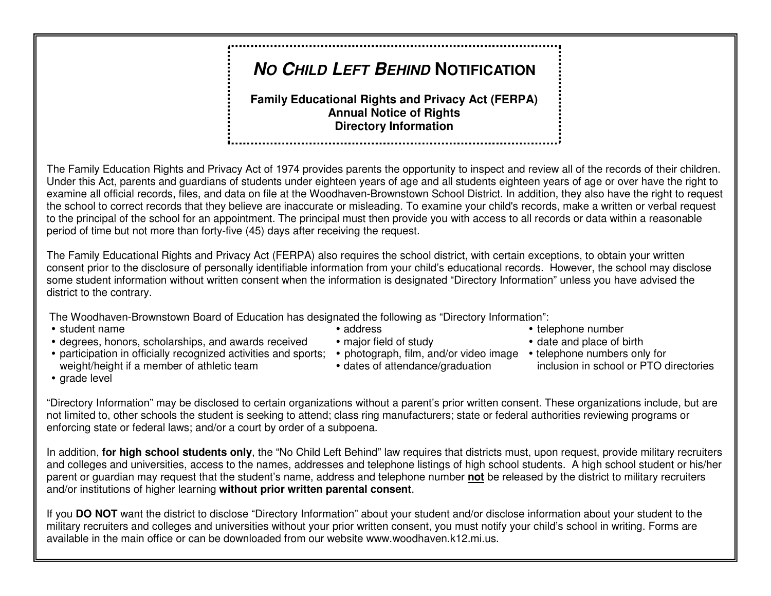# *No Child Left Behind* Notification

**Family Educational Rights and Privacy Act (FERPA)**
**Annual Notice of Rights**
**Directory Information**

The Family Education Rights and Privacy Act of 1974 provides parents the opportunity to inspect and review all of the records of their children. Under this Act, parents and guardians of students under eighteen years of age and all students eighteen years of age or over have the right to examine all official records, files, and data on file at the Woodhaven-Brownstown School District. In addition, they also have the right to request the school to correct records that they believe are inaccurate or misleading. To examine your child's records, make a written or verbal request to the principal of the school for an appointment. The principal must then provide you with access to all records or data within a reasonable period of time but not more than forty-five (45) days after receiving the request.

The Family Educational Rights and Privacy Act (FERPA) also requires the school district, with certain exceptions, to obtain your written consent prior to the disclosure of personally identifiable information from your child's educational records. However, the school may disclose some student information without written consent when the information is designated "Directory Information" unless you have advised the district to the contrary.

The Woodhaven-Brownstown Board of Education has designated the following as "Directory Information":

- student name
- degrees, honors, scholarships, and awards received
- participation in officially recognized activities and sports; weight/height if a member of athletic team
- grade level
- address
- major field of study
- photograph, film, and/or video image
- dates of attendance/graduation
- telephone number
- date and place of birth
- telephone numbers only for inclusion in school or PTO directories

"Directory Information" may be disclosed to certain organizations without a parent's prior written consent. These organizations include, but are not limited to, other schools the student is seeking to attend; class ring manufacturers; state or federal authorities reviewing programs or enforcing state or federal laws; and/or a court by order of a subpoena.

In addition, **for high school students only**, the "No Child Left Behind" law requires that districts must, upon request, provide military recruiters and colleges and universities, access to the names, addresses and telephone listings of high school students. A high school student or his/her parent or guardian may request that the student's name, address and telephone number **<u>not</u>** be released by the district to military recruiters and/or institutions of higher learning **without prior written parental consent**.

If you **DO NOT** want the district to disclose "Directory Information" about your student and/or disclose information about your student to the military recruiters and colleges and universities without your prior written consent, you must notify your child's school in writing. Forms are available in the main office or can be downloaded from our website www.woodhaven.k12.mi.us.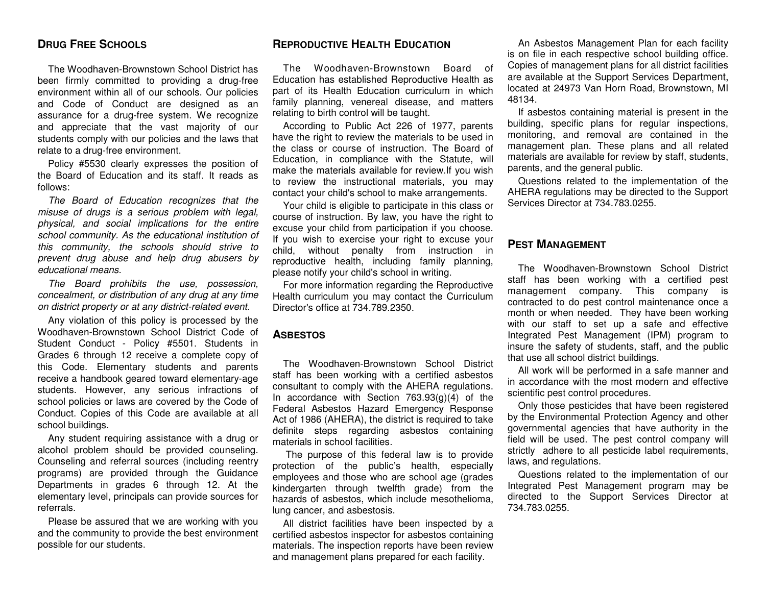## Drug Free Schools

The Woodhaven-Brownstown School District has been firmly committed to providing a drug-free environment within all of our schools. Our policies and Code of Conduct are designed as an assurance for a drug-free system. We recognize and appreciate that the vast majority of our students comply with our policies and the laws that relate to a drug-free environment.

Policy #5530 clearly expresses the position of the Board of Education and its staff. It reads as follows:

*The Board of Education recognizes that the misuse of drugs is a serious problem with legal, physical, and social implications for the entire school community. As the educational institution of this community, the schools should strive to prevent drug abuse and help drug abusers by educational means.*

*The Board prohibits the use, possession, concealment, or distribution of any drug at any time on district property or at any district-related event.*

Any violation of this policy is processed by the Woodhaven-Brownstown School District Code of Student Conduct - Policy #5501. Students in Grades 6 through 12 receive a complete copy of this Code. Elementary students and parents receive a handbook geared toward elementary-age students. However, any serious infractions of school policies or laws are covered by the Code of Conduct. Copies of this Code are available at all school buildings.

Any student requiring assistance with a drug or alcohol problem should be provided counseling. Counseling and referral sources (including reentry programs) are provided through the Guidance Departments in grades 6 through 12. At the elementary level, principals can provide sources for referrals.

Please be assured that we are working with you and the community to provide the best environment possible for our students.

## Reproductive Health Education

The Woodhaven-Brownstown Board of Education has established Reproductive Health as part of its Health Education curriculum in which family planning, venereal disease, and matters relating to birth control will be taught.

According to Public Act 226 of 1977, parents have the right to review the materials to be used in the class or course of instruction. The Board of Education, in compliance with the Statute, will make the materials available for review.If you wish to review the instructional materials, you may contact your child's school to make arrangements.

Your child is eligible to participate in this class or course of instruction. By law, you have the right to excuse your child from participation if you choose. If you wish to exercise your right to excuse your child, without penalty from instruction in reproductive health, including family planning, please notify your child's school in writing.

For more information regarding the Reproductive Health curriculum you may contact the Curriculum Director's office at 734.789.2350.

## Asbestos

The Woodhaven-Brownstown School District staff has been working with a certified asbestos consultant to comply with the AHERA regulations. In accordance with Section 763.93(g)(4) of the Federal Asbestos Hazard Emergency Response Act of 1986 (AHERA), the district is required to take definite steps regarding asbestos containing materials in school facilities.

The purpose of this federal law is to provide protection of the public's health, especially employees and those who are school age (grades kindergarten through twelfth grade) from the hazards of asbestos, which include mesothelioma, lung cancer, and asbestosis.

All district facilities have been inspected by a certified asbestos inspector for asbestos containing materials. The inspection reports have been review and management plans prepared for each facility.

An Asbestos Management Plan for each facility is on file in each respective school building office. Copies of management plans for all district facilities are available at the Support Services Department, located at 24973 Van Horn Road, Brownstown, MI 48134.

If asbestos containing material is present in the building, specific plans for regular inspections, monitoring, and removal are contained in the management plan. These plans and all related materials are available for review by staff, students, parents, and the general public.

Questions related to the implementation of the AHERA regulations may be directed to the Support Services Director at 734.783.0255.

## Pest Management

The Woodhaven-Brownstown School District staff has been working with a certified pest management company. This company is contracted to do pest control maintenance once a month or when needed. They have been working with our staff to set up a safe and effective Integrated Pest Management (IPM) program to insure the safety of students, staff, and the public that use all school district buildings.

All work will be performed in a safe manner and in accordance with the most modern and effective scientific pest control procedures.

Only those pesticides that have been registered by the Environmental Protection Agency and other governmental agencies that have authority in the field will be used. The pest control company will strictly adhere to all pesticide label requirements, laws, and regulations.

Questions related to the implementation of our Integrated Pest Management program may be directed to the Support Services Director at 734.783.0255.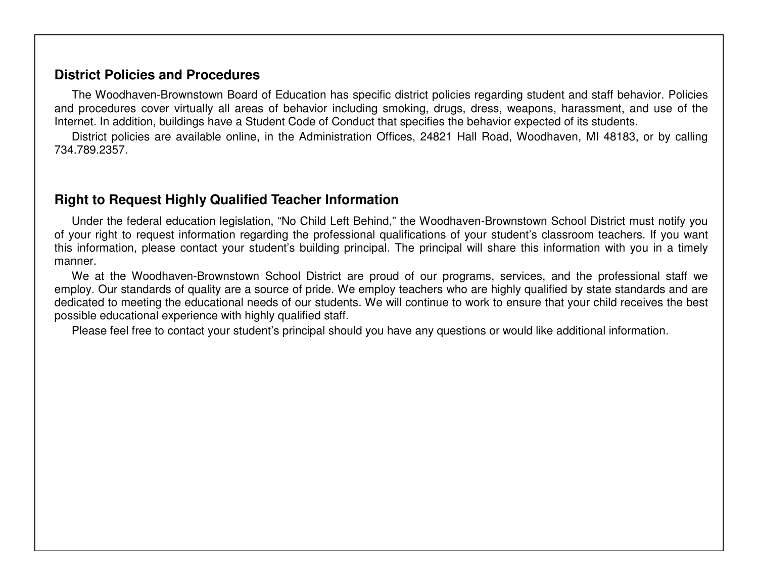## District Policies and Procedures

The Woodhaven-Brownstown Board of Education has specific district policies regarding student and staff behavior. Policies and procedures cover virtually all areas of behavior including smoking, drugs, dress, weapons, harassment, and use of the Internet. In addition, buildings have a Student Code of Conduct that specifies the behavior expected of its students.

District policies are available online, in the Administration Offices, 24821 Hall Road, Woodhaven, MI 48183, or by calling 734.789.2357.

## Right to Request Highly Qualified Teacher Information

Under the federal education legislation, "No Child Left Behind," the Woodhaven-Brownstown School District must notify you of your right to request information regarding the professional qualifications of your student's classroom teachers. If you want this information, please contact your student's building principal. The principal will share this information with you in a timely manner.

We at the Woodhaven-Brownstown School District are proud of our programs, services, and the professional staff we employ. Our standards of quality are a source of pride. We employ teachers who are highly qualified by state standards and are dedicated to meeting the educational needs of our students. We will continue to work to ensure that your child receives the best possible educational experience with highly qualified staff.

Please feel free to contact your student's principal should you have any questions or would like additional information.